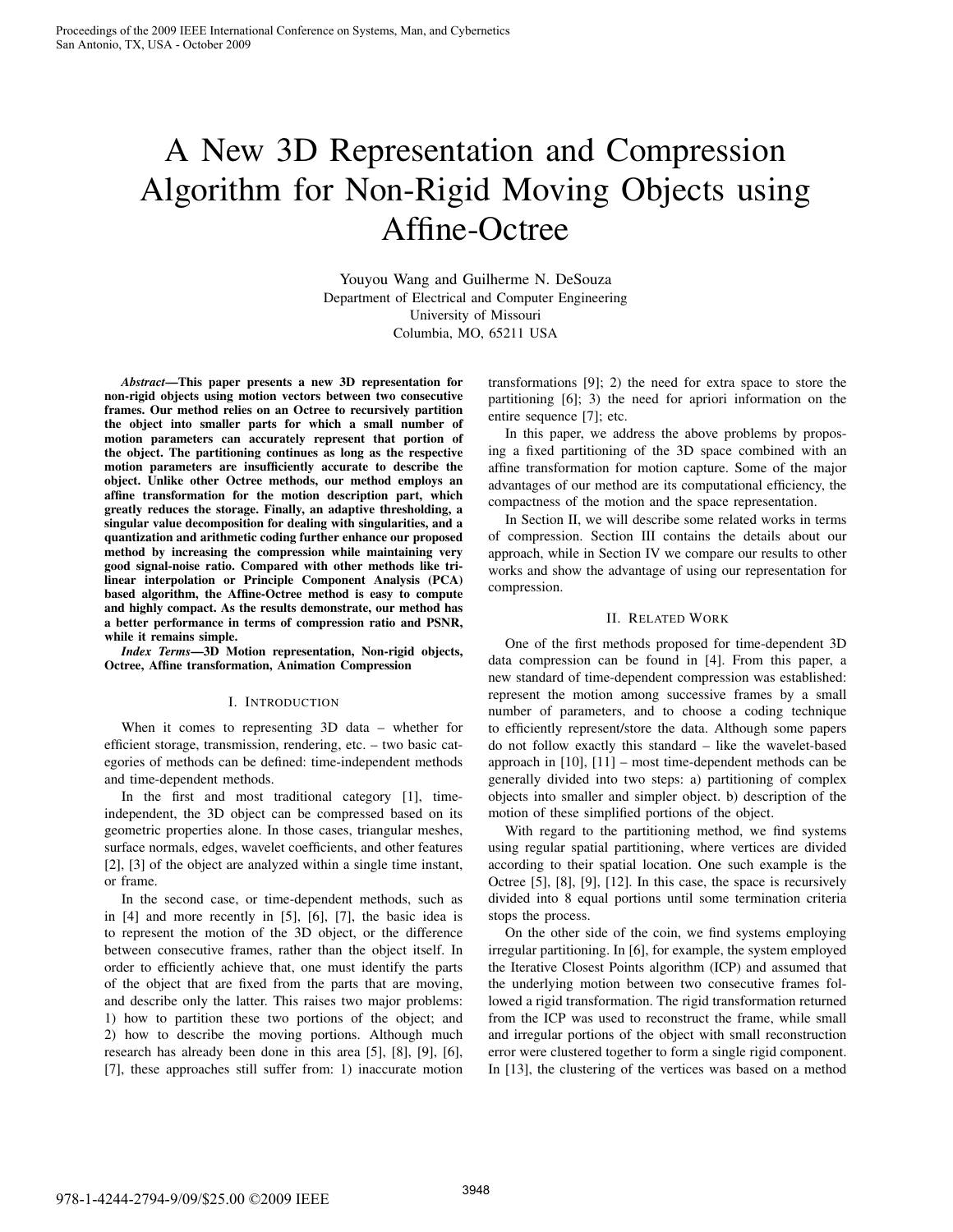# A New 3D Representation and Compression Algorithm for Non-Rigid Moving Objects using Affine-Octree

Youyou Wang and Guilherme N. DeSouza
Department of Electrical and Computer Engineering
University of Missouri
Columbia, MO, 65211 USA

***Abstract*—This paper presents a new 3D representation for non-rigid objects using motion vectors between two consecutive frames. Our method relies on an Octree to recursively partition the object into smaller parts for which a small number of motion parameters can accurately represent that portion of the object. The partitioning continues as long as the respective motion parameters are insufficiently accurate to describe the object. Unlike other Octree methods, our method employs an affine transformation for the motion description part, which greatly reduces the storage. Finally, an adaptive thresholding, a singular value decomposition for dealing with singularities, and a quantization and arithmetic coding further enhance our proposed method by increasing the compression while maintaining very good signal-noise ratio. Compared with other methods like tri-linear interpolation or Principle Component Analysis (PCA) based algorithm, the Affine-Octree method is easy to compute and highly compact. As the results demonstrate, our method has a better performance in terms of compression ratio and PSNR, while it remains simple.**

***Index Terms*—3D Motion representation, Non-rigid objects, Octree, Affine transformation, Animation Compression**

## I. Introduction

When it comes to representing 3D data – whether for efficient storage, transmission, rendering, etc. – two basic categories of methods can be defined: time-independent methods and time-dependent methods.

In the first and most traditional category [1], time-independent, the 3D object can be compressed based on its geometric properties alone. In those cases, triangular meshes, surface normals, edges, wavelet coefficients, and other features [2], [3] of the object are analyzed within a single time instant, or frame.

In the second case, or time-dependent methods, such as in [4] and more recently in [5], [6], [7], the basic idea is to represent the motion of the 3D object, or the difference between consecutive frames, rather than the object itself. In order to efficiently achieve that, one must identify the parts of the object that are fixed from the parts that are moving, and describe only the latter. This raises two major problems: 1) how to partition these two portions of the object; and 2) how to describe the moving portions. Although much research has already been done in this area [5], [8], [9], [6], [7], these approaches still suffer from: 1) inaccurate motion transformations [9]; 2) the need for extra space to store the partitioning [6]; 3) the need for apriori information on the entire sequence [7]; etc.

In this paper, we address the above problems by proposing a fixed partitioning of the 3D space combined with an affine transformation for motion capture. Some of the major advantages of our method are its computational efficiency, the compactness of the motion and the space representation.

In Section II, we will describe some related works in terms of compression. Section III contains the details about our approach, while in Section IV we compare our results to other works and show the advantage of using our representation for compression.

## II. Related Work

One of the first methods proposed for time-dependent 3D data compression can be found in [4]. From this paper, a new standard of time-dependent compression was established: represent the motion among successive frames by a small number of parameters, and to choose a coding technique to efficiently represent/store the data. Although some papers do not follow exactly this standard – like the wavelet-based approach in [10], [11] – most time-dependent methods can be generally divided into two steps: a) partitioning of complex objects into smaller and simpler object. b) description of the motion of these simplified portions of the object.

With regard to the partitioning method, we find systems using regular spatial partitioning, where vertices are divided according to their spatial location. One such example is the Octree [5], [8], [9], [12]. In this case, the space is recursively divided into 8 equal portions until some termination criteria stops the process.

On the other side of the coin, we find systems employing irregular partitioning. In [6], for example, the system employed the Iterative Closest Points algorithm (ICP) and assumed that the underlying motion between two consecutive frames followed a rigid transformation. The rigid transformation returned from the ICP was used to reconstruct the frame, while small and irregular portions of the object with small reconstruction error were clustered together to form a single rigid component. In [13], the clustering of the vertices was based on a method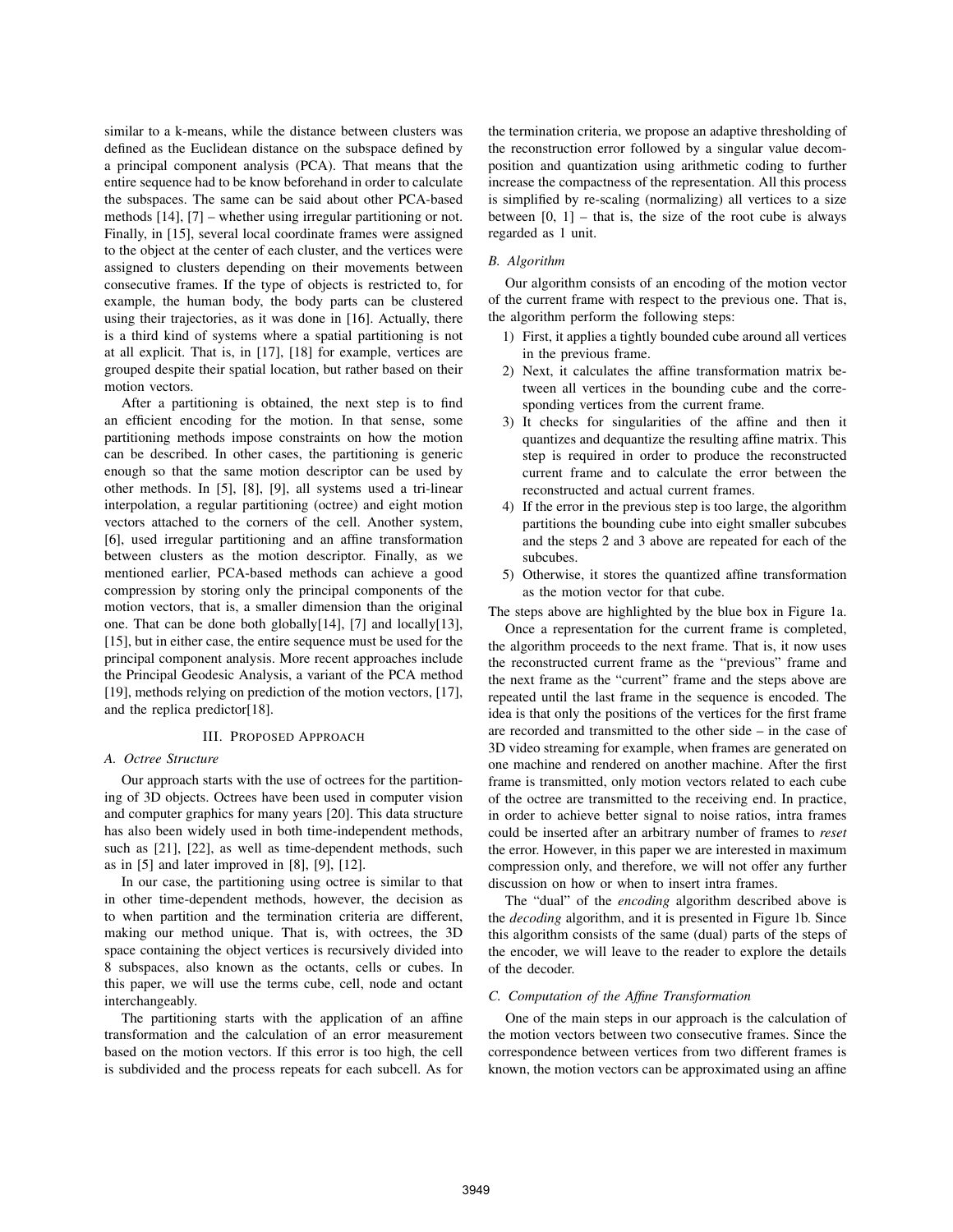similar to a k-means, while the distance between clusters was defined as the Euclidean distance on the subspace defined by a principal component analysis (PCA). That means that the entire sequence had to be know beforehand in order to calculate the subspaces. The same can be said about other PCA-based methods [14], [7] – whether using irregular partitioning or not. Finally, in [15], several local coordinate frames were assigned to the object at the center of each cluster, and the vertices were assigned to clusters depending on their movements between consecutive frames. If the type of objects is restricted to, for example, the human body, the body parts can be clustered using their trajectories, as it was done in [16]. Actually, there is a third kind of systems where a spatial partitioning is not at all explicit. That is, in [17], [18] for example, vertices are grouped despite their spatial location, but rather based on their motion vectors.

After a partitioning is obtained, the next step is to find an efficient encoding for the motion. In that sense, some partitioning methods impose constraints on how the motion can be described. In other cases, the partitioning is generic enough so that the same motion descriptor can be used by other methods. In [5], [8], [9], all systems used a tri-linear interpolation, a regular partitioning (octree) and eight motion vectors attached to the corners of the cell. Another system, [6], used irregular partitioning and an affine transformation between clusters as the motion descriptor. Finally, as we mentioned earlier, PCA-based methods can achieve a good compression by storing only the principal components of the motion vectors, that is, a smaller dimension than the original one. That can be done both globally[14], [7] and locally[13], [15], but in either case, the entire sequence must be used for the principal component analysis. More recent approaches include the Principal Geodesic Analysis, a variant of the PCA method [19], methods relying on prediction of the motion vectors, [17], and the replica predictor[18].

## III. Proposed Approach

### A. Octree Structure

Our approach starts with the use of octrees for the partitioning of 3D objects. Octrees have been used in computer vision and computer graphics for many years [20]. This data structure has also been widely used in both time-independent methods, such as [21], [22], as well as time-dependent methods, such as in [5] and later improved in [8], [9], [12].

In our case, the partitioning using octree is similar to that in other time-dependent methods, however, the decision as to when partition and the termination criteria are different, making our method unique. That is, with octrees, the 3D space containing the object vertices is recursively divided into 8 subspaces, also known as the octants, cells or cubes. In this paper, we will use the terms cube, cell, node and octant interchangeably.

The partitioning starts with the application of an affine transformation and the calculation of an error measurement based on the motion vectors. If this error is too high, the cell is subdivided and the process repeats for each subcell. As for the termination criteria, we propose an adaptive thresholding of the reconstruction error followed by a singular value decomposition and quantization using arithmetic coding to further increase the compactness of the representation. All this process is simplified by re-scaling (normalizing) all vertices to a size between [0, 1] – that is, the size of the root cube is always regarded as 1 unit.

### B. Algorithm

Our algorithm consists of an encoding of the motion vector of the current frame with respect to the previous one. That is, the algorithm perform the following steps:

1) First, it applies a tightly bounded cube around all vertices in the previous frame.
2) Next, it calculates the affine transformation matrix between all vertices in the bounding cube and the corresponding vertices from the current frame.
3) It checks for singularities of the affine and then it quantizes and dequantize the resulting affine matrix. This step is required in order to produce the reconstructed current frame and to calculate the error between the reconstructed and actual current frames.
4) If the error in the previous step is too large, the algorithm partitions the bounding cube into eight smaller subcubes and the steps 2 and 3 above are repeated for each of the subcubes.
5) Otherwise, it stores the quantized affine transformation as the motion vector for that cube.

The steps above are highlighted by the blue box in Figure 1a.

Once a representation for the current frame is completed, the algorithm proceeds to the next frame. That is, it now uses the reconstructed current frame as the "previous" frame and the next frame as the "current" frame and the steps above are repeated until the last frame in the sequence is encoded. The idea is that only the positions of the vertices for the first frame are recorded and transmitted to the other side – in the case of 3D video streaming for example, when frames are generated on one machine and rendered on another machine. After the first frame is transmitted, only motion vectors related to each cube of the octree are transmitted to the receiving end. In practice, in order to achieve better signal to noise ratios, intra frames could be inserted after an arbitrary number of frames to *reset* the error. However, in this paper we are interested in maximum compression only, and therefore, we will not offer any further discussion on how or when to insert intra frames.

The "dual" of the *encoding* algorithm described above is the *decoding* algorithm, and it is presented in Figure 1b. Since this algorithm consists of the same (dual) parts of the steps of the encoder, we will leave to the reader to explore the details of the decoder.

### C. Computation of the Affine Transformation

One of the main steps in our approach is the calculation of the motion vectors between two consecutive frames. Since the correspondence between vertices from two different frames is known, the motion vectors can be approximated using an affine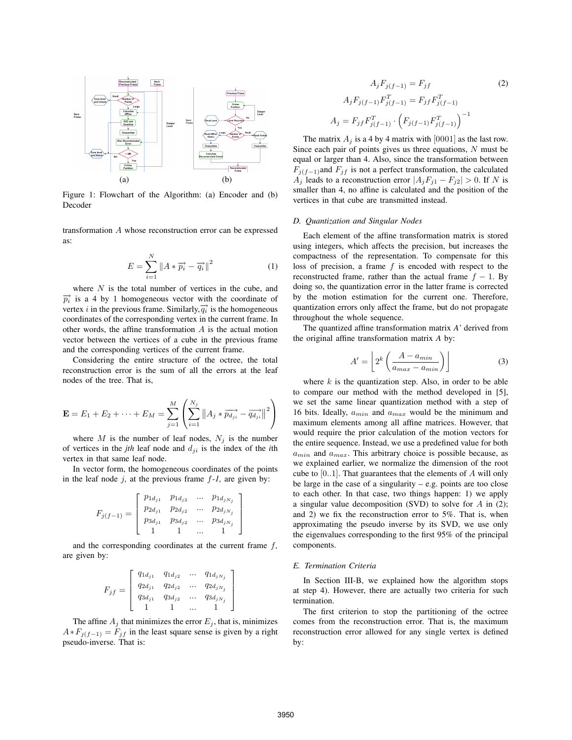(a) (b)

Figure 1: Flowchart of the Algorithm: (a) Encoder and (b) Decoder

transformation $A$ whose reconstruction error can be expressed as:

$$E = \sum_{i=1}^{N} \|A * \overrightarrow{p_i} - \overrightarrow{q_i}\|^2 \quad (1)$$

where $N$ is the total number of vertices in the cube, and $\overrightarrow{p_i}$ is a 4 by 1 homogeneous vector with the coordinate of vertex $i$ in the previous frame. Similarly, $\overrightarrow{q_i}$ is the homogeneous coordinates of the corresponding vertex in the current frame. In other words, the affine transformation $A$ is the actual motion vector between the vertices of a cube in the previous frame and the corresponding vertices of the current frame.

Considering the entire structure of the octree, the total reconstruction error is the sum of all the errors at the leaf nodes of the tree. That is,

$$\mathbf{E} = E_1 + E_2 + \cdots + E_M = \sum_{j=1}^{M} \left( \sum_{i=1}^{N_j} \|A_j * \overrightarrow{p_{d_{ji}}} - \overrightarrow{q_{d_{ji}}}\|^2 \right)$$

where $M$ is the number of leaf nodes, $N_j$ is the number of vertices in the *jth* leaf node and $d_{ji}$ is the index of the *i*th vertex in that same leaf node.

In vector form, the homogeneous coordinates of the points in the leaf node *j*, at the previous frame *f-1*, are given by:

$$F_{j(f-1)} = \begin{bmatrix} p_{1d_{j1}} & p_{1d_{j2}} & \cdots & p_{1d_{jN_j}} \\ p_{2d_{j1}} & p_{2d_{j2}} & \cdots & p_{2d_{jN_j}} \\ p_{3d_{j1}} & p_{3d_{j2}} & \cdots & p_{3d_{jN_j}} \\ 1 & 1 & \cdots & 1 \end{bmatrix}$$

and the corresponding coordinates at the current frame $f$, are given by:

$$F_{jf} = \begin{bmatrix} q_{1d_{j1}} & q_{1d_{j2}} & \cdots & q_{1d_{jN_j}} \\ q_{2d_{j1}} & q_{2d_{j2}} & \cdots & q_{2d_{jN_j}} \\ q_{3d_{j1}} & q_{3d_{j2}} & \cdots & q_{3d_{jN_j}} \\ 1 & 1 & \cdots & 1 \end{bmatrix}$$

The affine $A_j$ that minimizes the error $E_j$, that is, minimizes $A * F_{j(f-1)} = F_{jf}$ in the least square sense is given by a right pseudo-inverse. That is:

$$\begin{aligned} A_j F_{j(f-1)} &= F_{jf} \\ A_j F_{j(f-1)} F^T_{j(f-1)} &= F_{jf} F^T_{j(f-1)} \\ A_j &= F_{jf} F^T_{j(f-1)} \cdot \left( F_{j(f-1)} F^T_{j(f-1)} \right)^{-1} \end{aligned} \quad (2)$$

The matrix $A_j$ is a 4 by 4 matrix with $[0001]$ as the last row. Since each pair of points gives us three equations, $N$ must be equal or larger than 4. Also, since the transformation between $F_{j(f-1)}$ and $F_{jf}$ is not a perfect transformation, the calculated $A_j$ leads to a reconstruction error $|A_j F_{j1} - F_{j2}| > 0$. If $N$ is smaller than 4, no affine is calculated and the position of the vertices in that cube are transmitted instead.

### D. Quantization and Singular Nodes

Each element of the affine transformation matrix is stored using integers, which affects the precision, but increases the compactness of the representation. To compensate for this loss of precision, a frame $f$ is encoded with respect to the reconstructed frame, rather than the actual frame $f-1$. By doing so, the quantization error in the latter frame is corrected by the motion estimation for the current one. Therefore, quantization errors only affect the frame, but do not propagate throughout the whole sequence.

The quantized affine transformation matrix *A'* derived from the original affine transformation matrix $A$ by:

$$A' = \left\lfloor 2^k \left( \frac{A - a_{min}}{a_{max} - a_{min}} \right) \right\rfloor \quad (3)$$

where $k$ is the quantization step. Also, in order to be able to compare our method with the method developed in [5], we set the same linear quantization with a step of 16 bits. Ideally, $a_{min}$ and $a_{max}$ would be the minimum and maximum elements among all affine matrices. However, that would require the prior calculation of the motion vectors for the entire sequence. Instead, we use a predefined value for both $a_{min}$ and $a_{max}$. This arbitrary choice is possible because, as we explained earlier, we normalize the dimension of the root cube to $[0..1]$. That guarantees that the elements of $A$ will only be large in the case of a singularity – e.g. points are too close to each other. In that case, two things happen: 1) we apply a singular value decomposition (SVD) to solve for $A$ in (2); and 2) we fix the reconstruction error to 5%. That is, when approximating the pseudo inverse by its SVD, we use only the eigenvalues corresponding to the first 95% of the principal components.

### E. Termination Criteria

In Section III-B, we explained how the algorithm stops at step 4). However, there are actually two criteria for such termination.

The first criterion to stop the partitioning of the octree comes from the reconstruction error. That is, the maximum reconstruction error allowed for any single vertex is defined by: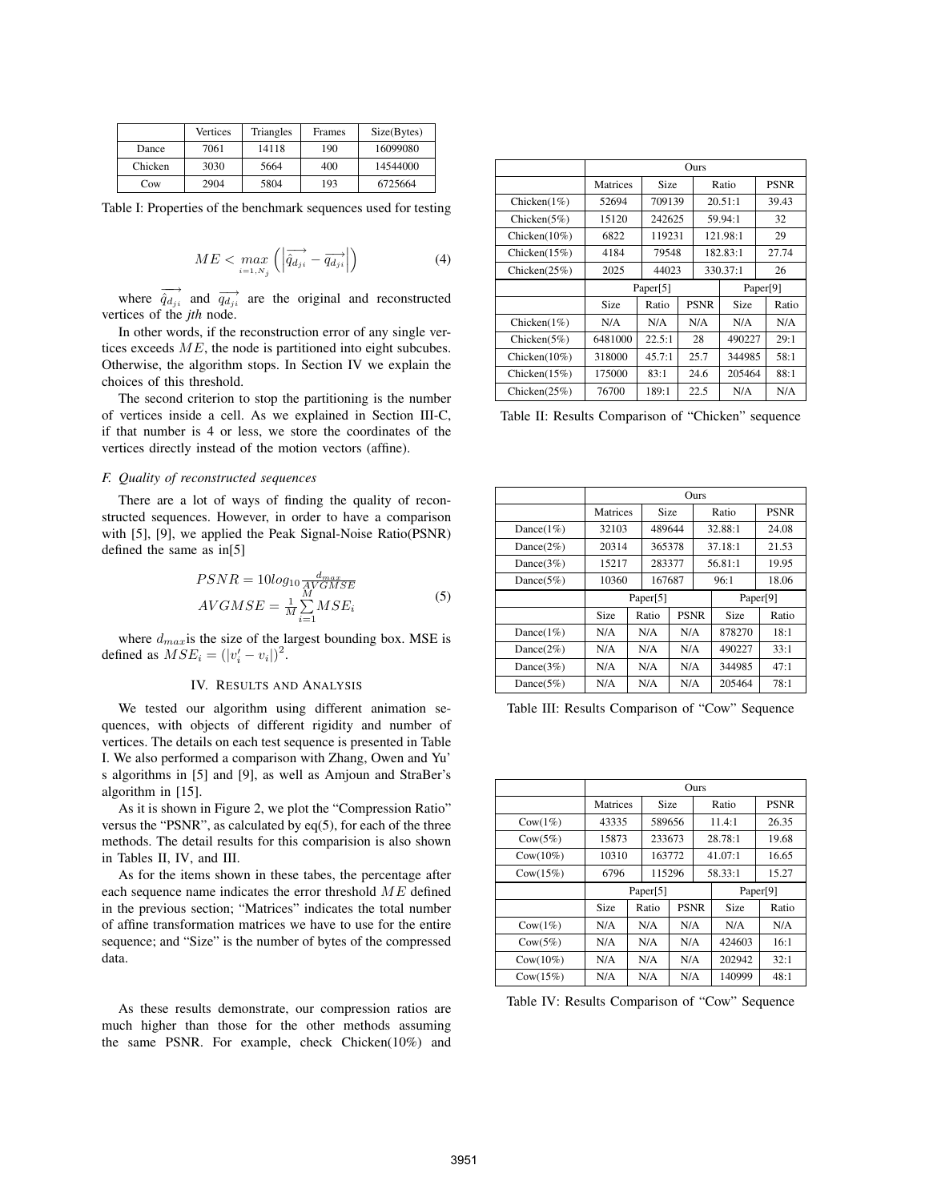|  | Vertices | Triangles | Frames | Size(Bytes) |
| --- | --- | --- | --- | --- |
| Dance | 7061 | 14118 | 190 | 16099080 |
| Chicken | 3030 | 5664 | 400 | 14544000 |
| Cow | 2904 | 5804 | 193 | 6725664 |

Table I: Properties of the benchmark sequences used for testing

$$ME < \max_{i=1,N_j} \left( \left| \overrightarrow{\hat{q}_{d_{ji}}} - \overrightarrow{q_{d_{ji}}} \right| \right) \tag{4}$$

where $\overrightarrow{\hat{q}_{d_{ji}}}$ and $\overrightarrow{q_{d_{ji}}}$ are the original and reconstructed vertices of the *jth* node.

In other words, if the reconstruction error of any single vertices exceeds $ME$, the node is partitioned into eight subcubes. Otherwise, the algorithm stops. In Section IV we explain the choices of this threshold.

The second criterion to stop the partitioning is the number of vertices inside a cell. As we explained in Section III-C, if that number is 4 or less, we store the coordinates of the vertices directly instead of the motion vectors (affine).

### F. Quality of reconstructed sequences

There are a lot of ways of finding the quality of reconstructed sequences. However, in order to have a comparison with [5], [9], we applied the Peak Signal-Noise Ratio(PSNR) defined the same as in[5]

$$\begin{aligned} PSNR &= 10log_{10}\frac{d_{max}}{AVGMSE} \\ AVGMSE &= \frac{1}{M}\sum_{i=1}^{M} MSE_i \end{aligned} \tag{5}$$

where $d_{max}$is the size of the largest bounding box. MSE is defined as $MSE_i = (|v_i' - v_i|)^2$.

## IV. Results and Analysis

We tested our algorithm using different animation sequences, with objects of different rigidity and number of vertices. The details on each test sequence is presented in Table I. We also performed a comparison with Zhang, Owen and Yu' s algorithms in [5] and [9], as well as Amjoun and StraBer's algorithm in [15].

As it is shown in Figure 2, we plot the "Compression Ratio" versus the "PSNR", as calculated by eq(5), for each of the three methods. The detail results for this comparision is also shown in Tables II, IV, and III.

As for the items shown in these tabes, the percentage after each sequence name indicates the error threshold $ME$ defined in the previous section; "Matrices" indicates the total number of affine transformation matrices we have to use for the entire sequence; and "Size" is the number of bytes of the compressed data.

As these results demonstrate, our compression ratios are much higher than those for the other methods assuming the same PSNR. For example, check Chicken(10%) and

|  | Ours | | | |
| --- | --- | --- | --- | --- |
|  | Matrices | Size | Ratio | PSNR |
| Chicken(1%) | 52694 | 709139 | 20.51:1 | 39.43 |
| Chicken(5%) | 15120 | 242625 | 59.94:1 | 32 |
| Chicken(10%) | 6822 | 119231 | 121.98:1 | 29 |
| Chicken(15%) | 4184 | 79548 | 182.83:1 | 27.74 |
| Chicken(25%) | 2025 | 44023 | 330.37:1 | 26 |

|  | Paper[5] | | | Paper[9] | |
| --- | --- | --- | --- | --- | --- |
|  | Size | Ratio | PSNR | Size | Ratio |
| Chicken(1%) | N/A | N/A | N/A | N/A | N/A |
| Chicken(5%) | 6481000 | 22.5:1 | 28 | 490227 | 29:1 |
| Chicken(10%) | 318000 | 45.7:1 | 25.7 | 344985 | 58:1 |
| Chicken(15%) | 175000 | 83:1 | 24.6 | 205464 | 88:1 |
| Chicken(25%) | 76700 | 189:1 | 22.5 | N/A | N/A |

Table II: Results Comparison of "Chicken" sequence

|  | Ours | | | |
| --- | --- | --- | --- | --- |
|  | Matrices | Size | Ratio | PSNR |
| Dance(1%) | 32103 | 489644 | 32.88:1 | 24.08 |
| Dance(2%) | 20314 | 365378 | 37.18:1 | 21.53 |
| Dance(3%) | 15217 | 283377 | 56.81:1 | 19.95 |
| Dance(5%) | 10360 | 167687 | 96:1 | 18.06 |

|  | Paper[5] | | | Paper[9] | |
| --- | --- | --- | --- | --- | --- |
|  | Size | Ratio | PSNR | Size | Ratio |
| Dance(1%) | N/A | N/A | N/A | 878270 | 18:1 |
| Dance(2%) | N/A | N/A | N/A | 490227 | 33:1 |
| Dance(3%) | N/A | N/A | N/A | 344985 | 47:1 |
| Dance(5%) | N/A | N/A | N/A | 205464 | 78:1 |

Table III: Results Comparison of "Cow" Sequence

|  | Ours | | | |
| --- | --- | --- | --- | --- |
|  | Matrices | Size | Ratio | PSNR |
| Cow(1%) | 43335 | 589656 | 11.4:1 | 26.35 |
| Cow(5%) | 15873 | 233673 | 28.78:1 | 19.68 |
| Cow(10%) | 10310 | 163772 | 41.07:1 | 16.65 |
| Cow(15%) | 6796 | 115296 | 58.33:1 | 15.27 |

|  | Paper[5] | | | Paper[9] | |
| --- | --- | --- | --- | --- | --- |
|  | Size | Ratio | PSNR | Size | Ratio |
| Cow(1%) | N/A | N/A | N/A | N/A | N/A |
| Cow(5%) | N/A | N/A | N/A | 424603 | 16:1 |
| Cow(10%) | N/A | N/A | N/A | 202942 | 32:1 |
| Cow(15%) | N/A | N/A | N/A | 140999 | 48:1 |

Table IV: Results Comparison of "Cow" Sequence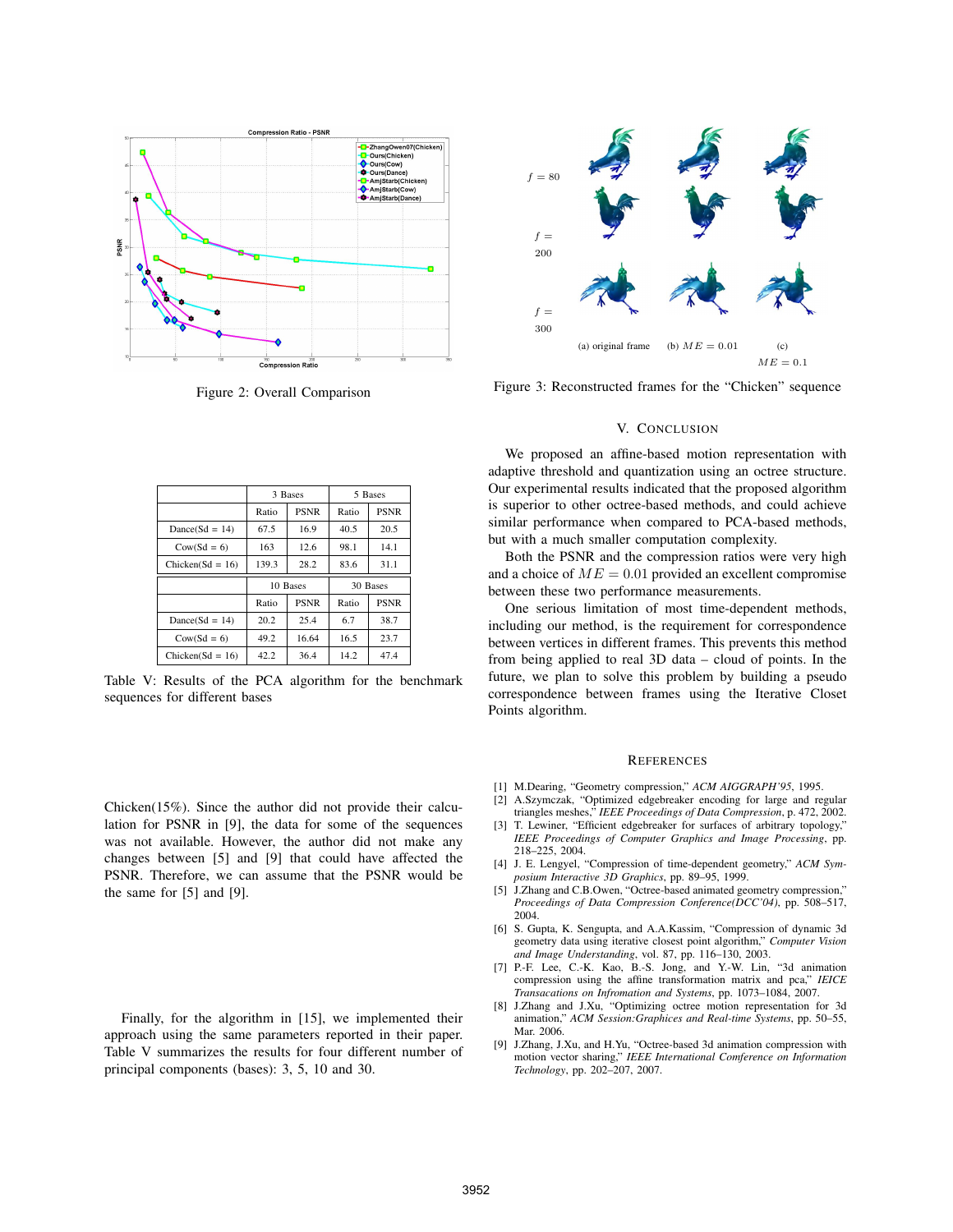Figure 2: Overall Comparison

| | 3 Bases | | 5 Bases | |
|---|---|---|---|---|
| | Ratio | PSNR | Ratio | PSNR |
| Dance(Sd = 14) | 67.5 | 16.9 | 40.5 | 20.5 |
| Cow(Sd = 6) | 163 | 12.6 | 98.1 | 14.1 |
| Chicken(Sd = 16) | 139.3 | 28.2 | 83.6 | 31.1 |
| | 10 Bases | | 30 Bases | |
| | Ratio | PSNR | Ratio | PSNR |
| Dance(Sd = 14) | 20.2 | 25.4 | 6.7 | 38.7 |
| Cow(Sd = 6) | 49.2 | 16.64 | 16.5 | 23.7 |
| Chicken(Sd = 16) | 42.2 | 36.4 | 14.2 | 47.4 |

Table V: Results of the PCA algorithm for the benchmark sequences for different bases

Chicken(15%). Since the author did not provide their calculation for PSNR in [9], the data for some of the sequences was not available. However, the author did not make any changes between [5] and [9] that could have affected the PSNR. Therefore, we can assume that the PSNR would be the same for [5] and [9].

Finally, for the algorithm in [15], we implemented their approach using the same parameters reported in their paper. Table V summarizes the results for four different number of principal components (bases): 3, 5, 10 and 30.

$f = 80$

$f = 200$

$f = 300$

(a) original frame (b) $ME = 0.01$ (c) $ME = 0.1$

Figure 3: Reconstructed frames for the "Chicken" sequence

## V. Conclusion

We proposed an affine-based motion representation with adaptive threshold and quantization using an octree structure. Our experimental results indicated that the proposed algorithm is superior to other octree-based methods, and could achieve similar performance when compared to PCA-based methods, but with a much smaller computation complexity.

Both the PSNR and the compression ratios were very high and a choice of $ME = 0.01$ provided an excellent compromise between these two performance measurements.

One serious limitation of most time-dependent methods, including our method, is the requirement for correspondence between vertices in different frames. This prevents this method from being applied to real 3D data – cloud of points. In the future, we plan to solve this problem by building a pseudo correspondence between frames using the Iterative Closet Points algorithm.

## References

[1] M.Dearing, "Geometry compression," *ACM AIGGRAPH'95*, 1995.

[2] A.Szymczak, "Optimized edgebreaker encoding for large and regular triangles meshes," *IEEE Proceedings of Data Compression*, p. 472, 2002.

[3] T. Lewiner, "Efficient edgebreaker for surfaces of arbitrary topology," *IEEE Proceedings of Computer Graphics and Image Processing*, pp. 218–225, 2004.

[4] J. E. Lengyel, "Compression of time-dependent geometry," *ACM Symposium Interactive 3D Graphics*, pp. 89–95, 1999.

[5] J.Zhang and C.B.Owen, "Octree-based animated geometry compression," *Proceedings of Data Compression Conference(DCC'04)*, pp. 508–517, 2004.

[6] S. Gupta, K. Sengupta, and A.A.Kassim, "Compression of dynamic 3d geometry data using iterative closest point algorithm," *Computer Vision and Image Understanding*, vol. 87, pp. 116–130, 2003.

[7] P.-F. Lee, C.-K. Kao, B.-S. Jong, and Y.-W. Lin, "3d animation compression using the affine transformation matrix and pca," *IEICE Transactions on Infromation and Systems*, pp. 1073–1084, 2007.

[8] J.Zhang and J.Xu, "Optimizing octree motion representation for 3d animation," *ACM Session:Graphices and Real-time Systems*, pp. 50–55, Mar. 2006.

[9] J.Zhang, J.Xu, and H.Yu, "Octree-based 3d animation compression with motion vector sharing," *IEEE International Comference on Information Technology*, pp. 202–207, 2007.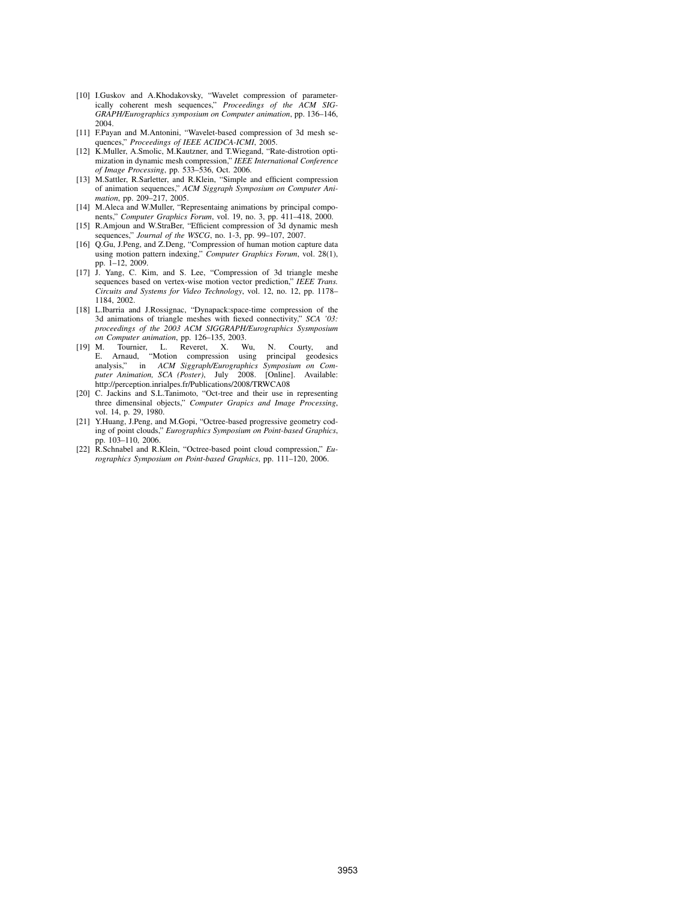[10] I.Guskov and A.Khodakovsky, "Wavelet compression of parametrically coherent mesh sequences," *Proceedings of the ACM SIGGRAPH/Eurographics symposium on Computer animation*, pp. 136–146, 2004.

[11] F.Payan and M.Antonini, "Wavelet-based compression of 3d mesh sequences," *Proceedings of IEEE ACIDCA-ICMI*, 2005.

[12] K.Muller, A.Smolic, M.Kautzner, and T.Wiegand, "Rate-distrotion optimization in dynamic mesh compression," *IEEE International Conference of Image Processing*, pp. 533–536, Oct. 2006.

[13] M.Sattler, R.Sarletter, and R.Klein, "Simple and efficient compression of animation sequences," *ACM Siggraph Symposium on Computer Animation*, pp. 209–217, 2005.

[14] M.Aleca and W.Muller, "Representaing animations by principal components," *Computer Graphics Forum*, vol. 19, no. 3, pp. 411–418, 2000.

[15] R.Amjoun and W.StraBer, "Efficient compression of 3d dynamic mesh sequences," *Journal of the WSCG*, no. 1-3, pp. 99–107, 2007.

[16] Q.Gu, J.Peng, and Z.Deng, "Compression of human motion capture data using motion pattern indexing," *Computer Graphics Forum*, vol. 28(1), pp. 1–12, 2009.

[17] J. Yang, C. Kim, and S. Lee, "Compression of 3d triangle meshe sequences based on vertex-wise motion vector prediction," *IEEE Trans. Circuits and Systems for Video Technology*, vol. 12, no. 12, pp. 1178–1184, 2002.

[18] L.Ibarria and J.Rossignac, "Dynapack:space-time compression of the 3d animations of triangle meshes with fiexed connectivity," *SCA '03: proceedings of the 2003 ACM SIGGRAPH/Eurographics Sysmposium on Computer animation*, pp. 126–135, 2003.

[19] M. Tournier, L. Reveret, X. Wu, N. Courty, and E. Arnaud, "Motion compression using principal geodesics analysis," in *ACM Siggraph/Eurographics Symposium on Computer Animation, SCA (Poster)*, July 2008. [Online]. Available: http://perception.inrialpes.fr/Publications/2008/TRWCA08

[20] C. Jackins and S.L.Tanimoto, "Oct-tree and their use in representing three dimensinal objects," *Computer Grapics and Image Processing*, vol. 14, p. 29, 1980.

[21] Y.Huang, J.Peng, and M.Gopi, "Octree-based progressive geometry coding of point clouds," *Eurographics Symposium on Point-based Graphics*, pp. 103–110, 2006.

[22] R.Schnabel and R.Klein, "Octree-based point cloud compression," *Eurographics Symposium on Point-based Graphics*, pp. 111–120, 2006.